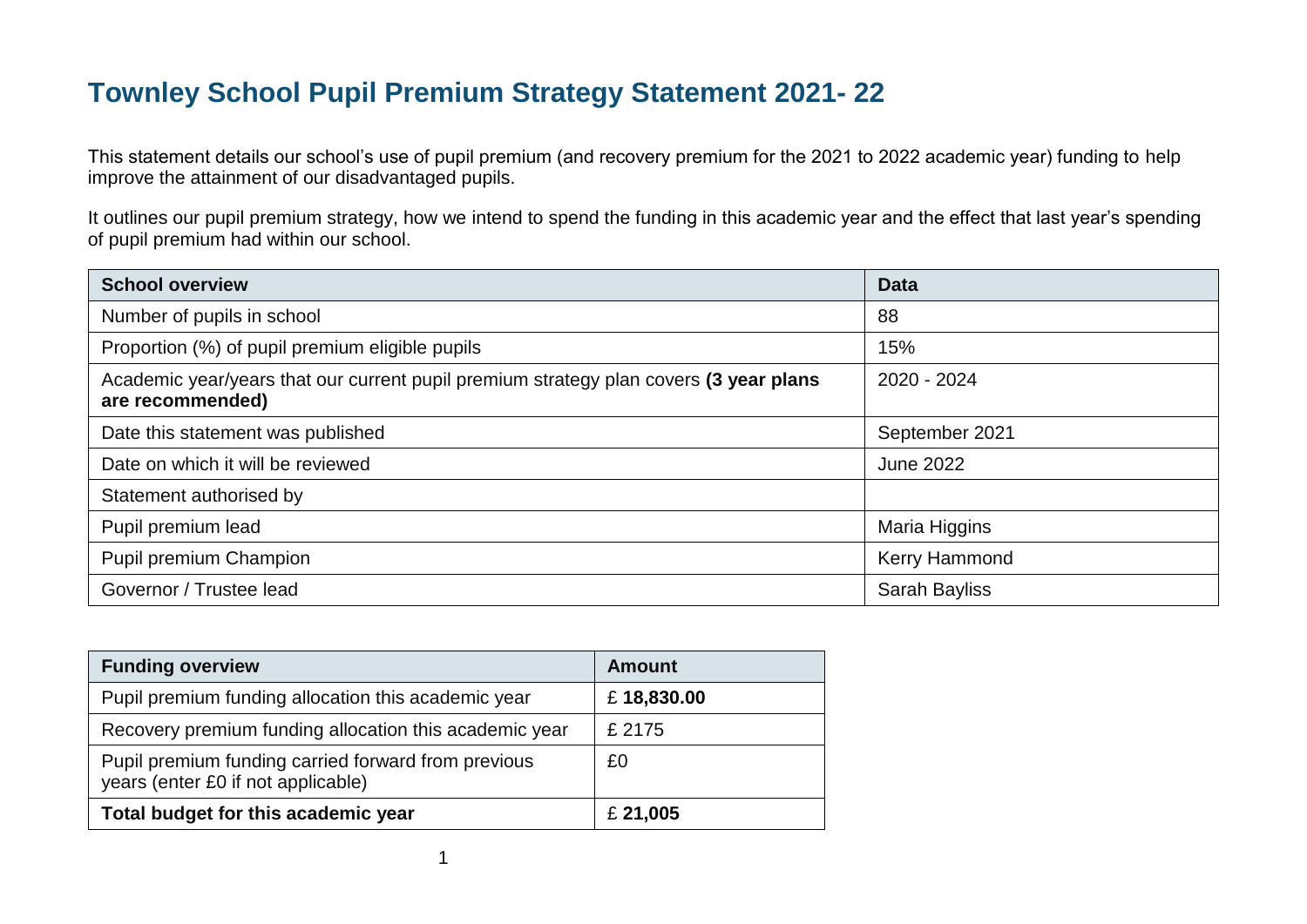# Townley School Pupil Premium Strategy Statement 2021- 22

This statement details our school's use of pupil premium (and recovery premium for the 2021 to 2022 academic year) funding to help improve the attainment of our disadvantaged pupils.

It outlines our pupil premium strategy, how we intend to spend the funding in this academic year and the effect that last year's spending of pupil premium had within our school.

| School overview | Data |
|---|---|
| Number of pupils in school | 88 |
| Proportion (%) of pupil premium eligible pupils | 15% |
| Academic year/years that our current pupil premium strategy plan covers **(3 year plans are recommended)** | 2020 - 2024 |
| Date this statement was published | September 2021 |
| Date on which it will be reviewed | June 2022 |
| Statement authorised by | |
| Pupil premium lead | Maria Higgins |
| Pupil premium Champion | Kerry Hammond |
| Governor / Trustee lead | Sarah Bayliss |

| Funding overview | Amount |
|---|---|
| Pupil premium funding allocation this academic year | £ **18,830.00** |
| Recovery premium funding allocation this academic year | £ 2175 |
| Pupil premium funding carried forward from previous years (enter £0 if not applicable) | £0 |
| **Total budget for this academic year** | £ **21,005** |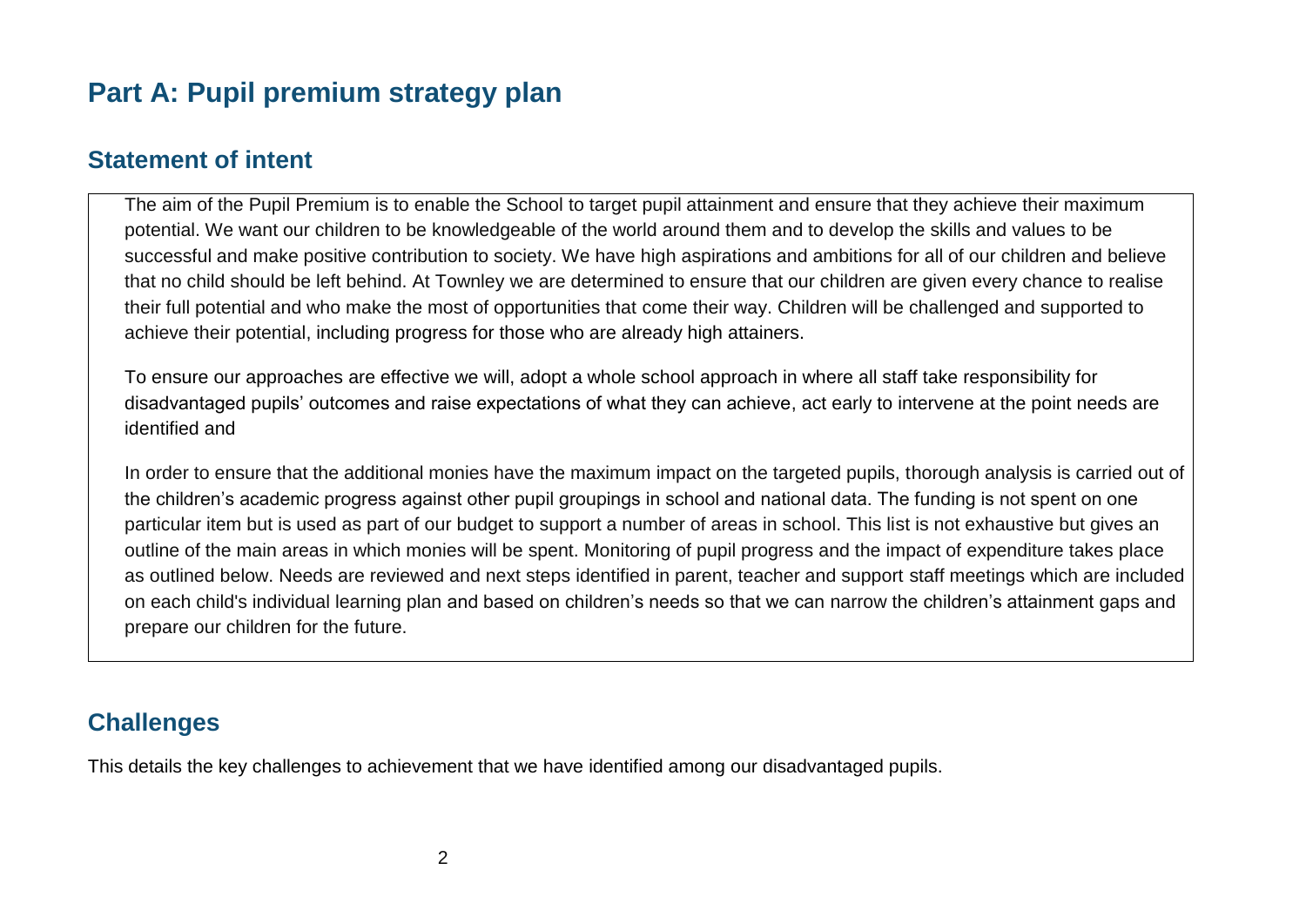# Part A: Pupil premium strategy plan

## Statement of intent

The aim of the Pupil Premium is to enable the School to target pupil attainment and ensure that they achieve their maximum potential. We want our children to be knowledgeable of the world around them and to develop the skills and values to be successful and make positive contribution to society. We have high aspirations and ambitions for all of our children and believe that no child should be left behind. At Townley we are determined to ensure that our children are given every chance to realise their full potential and who make the most of opportunities that come their way. Children will be challenged and supported to achieve their potential, including progress for those who are already high attainers.

To ensure our approaches are effective we will, adopt a whole school approach in where all staff take responsibility for disadvantaged pupils' outcomes and raise expectations of what they can achieve, act early to intervene at the point needs are identified and

In order to ensure that the additional monies have the maximum impact on the targeted pupils, thorough analysis is carried out of the children's academic progress against other pupil groupings in school and national data. The funding is not spent on one particular item but is used as part of our budget to support a number of areas in school. This list is not exhaustive but gives an outline of the main areas in which monies will be spent. Monitoring of pupil progress and the impact of expenditure takes place as outlined below. Needs are reviewed and next steps identified in parent, teacher and support staff meetings which are included on each child's individual learning plan and based on children's needs so that we can narrow the children's attainment gaps and prepare our children for the future.

## Challenges

This details the key challenges to achievement that we have identified among our disadvantaged pupils.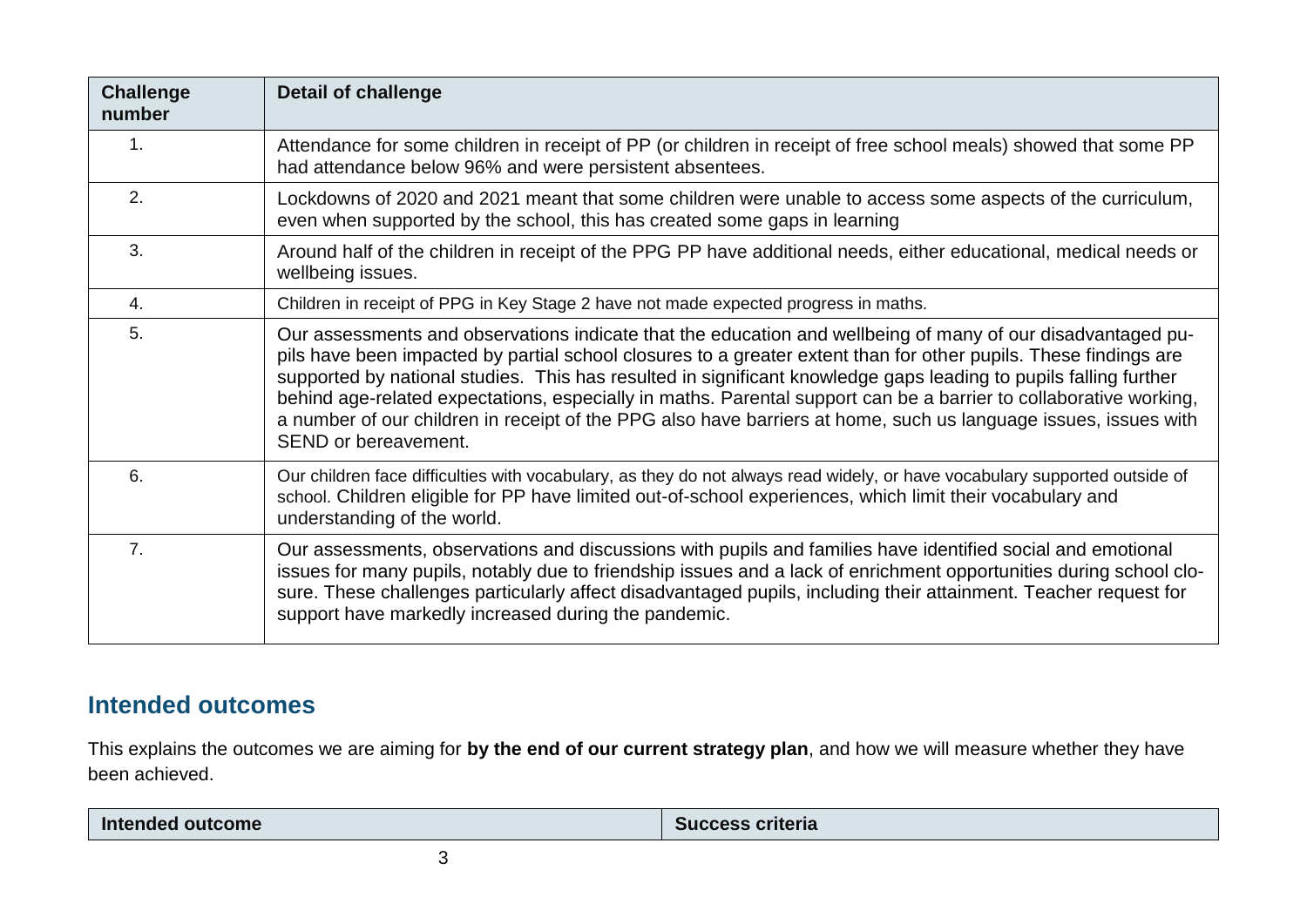| Challenge number | Detail of challenge |
| --- | --- |
| 1. | Attendance for some children in receipt of PP (or children in receipt of free school meals) showed that some PP had attendance below 96% and were persistent absentees. |
| 2. | Lockdowns of 2020 and 2021 meant that some children were unable to access some aspects of the curriculum, even when supported by the school, this has created some gaps in learning |
| 3. | Around half of the children in receipt of the PPG PP have additional needs, either educational, medical needs or wellbeing issues. |
| 4. | Children in receipt of PPG in Key Stage 2 have not made expected progress in maths. |
| 5. | Our assessments and observations indicate that the education and wellbeing of many of our disadvantaged pupils have been impacted by partial school closures to a greater extent than for other pupils. These findings are supported by national studies. This has resulted in significant knowledge gaps leading to pupils falling further behind age-related expectations, especially in maths. Parental support can be a barrier to collaborative working, a number of our children in receipt of the PPG also have barriers at home, such us language issues, issues with SEND or bereavement. |
| 6. | Our children face difficulties with vocabulary, as they do not always read widely, or have vocabulary supported outside of school. Children eligible for PP have limited out-of-school experiences, which limit their vocabulary and understanding of the world. |
| 7. | Our assessments, observations and discussions with pupils and families have identified social and emotional issues for many pupils, notably due to friendship issues and a lack of enrichment opportunities during school closure. These challenges particularly affect disadvantaged pupils, including their attainment. Teacher request for support have markedly increased during the pandemic. |

## Intended outcomes

This explains the outcomes we are aiming for **by the end of our current strategy plan**, and how we will measure whether they have been achieved.

| Intended outcome | Success criteria |
| --- | --- |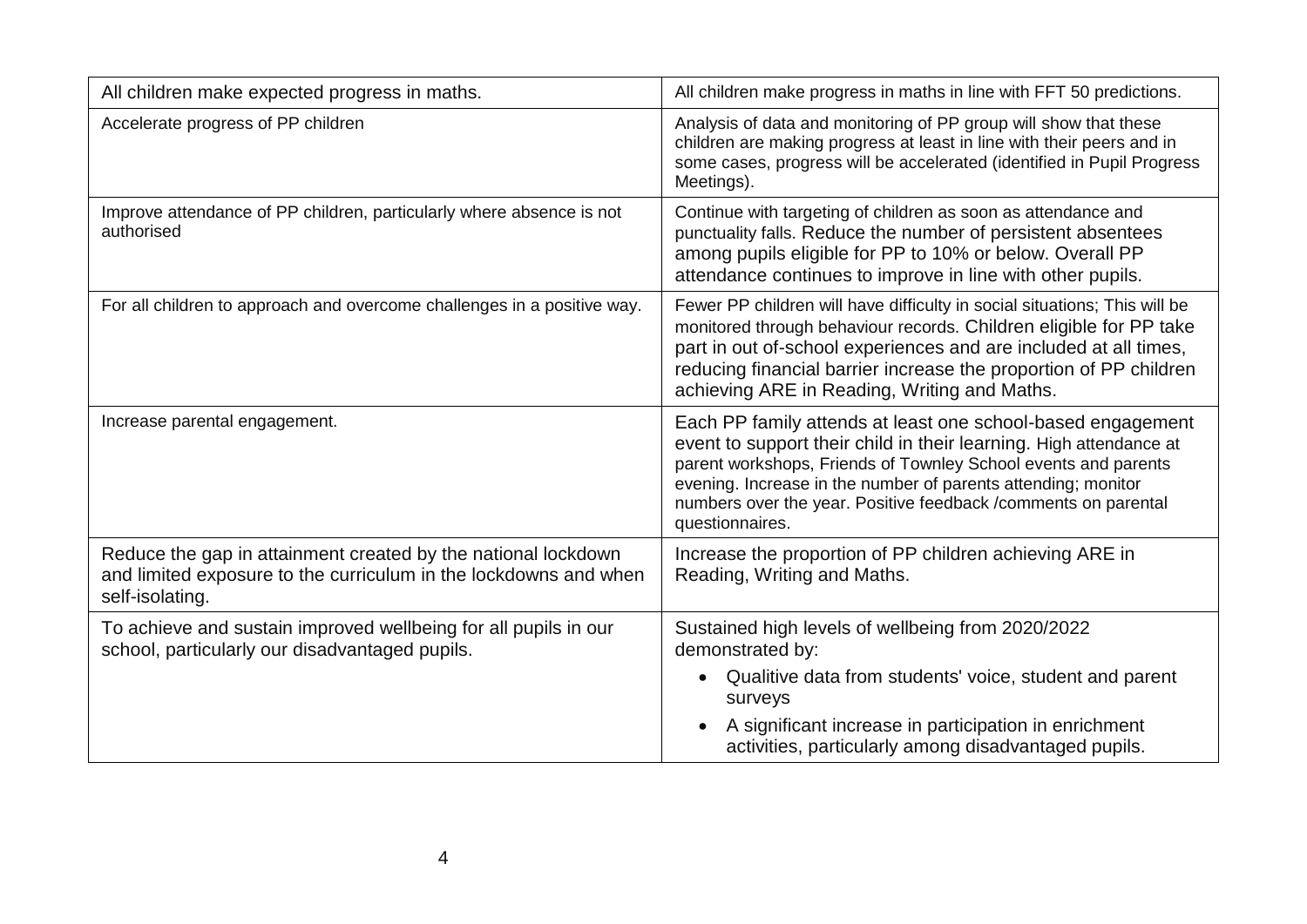| | |
|---|---|
| All children make expected progress in maths. | All children make progress in maths in line with FFT 50 predictions. |
| Accelerate progress of PP children | Analysis of data and monitoring of PP group will show that these children are making progress at least in line with their peers and in some cases, progress will be accelerated (identified in Pupil Progress Meetings). |
| Improve attendance of PP children, particularly where absence is not authorised | Continue with targeting of children as soon as attendance and punctuality falls. Reduce the number of persistent absentees among pupils eligible for PP to 10% or below. Overall PP attendance continues to improve in line with other pupils. |
| For all children to approach and overcome challenges in a positive way. | Fewer PP children will have difficulty in social situations; This will be monitored through behaviour records. Children eligible for PP take part in out of-school experiences and are included at all times, reducing financial barrier increase the proportion of PP children achieving ARE in Reading, Writing and Maths. |
| Increase parental engagement. | Each PP family attends at least one school-based engagement event to support their child in their learning. High attendance at parent workshops, Friends of Townley School events and parents evening. Increase in the number of parents attending; monitor numbers over the year. Positive feedback /comments on parental questionnaires. |
| Reduce the gap in attainment created by the national lockdown and limited exposure to the curriculum in the lockdowns and when self-isolating. | Increase the proportion of PP children achieving ARE in Reading, Writing and Maths. |
| To achieve and sustain improved wellbeing for all pupils in our school, particularly our disadvantaged pupils. | Sustained high levels of wellbeing from 2020/2022 demonstrated by:<br>• Qualitive data from students' voice, student and parent surveys<br>• A significant increase in participation in enrichment activities, particularly among disadvantaged pupils. |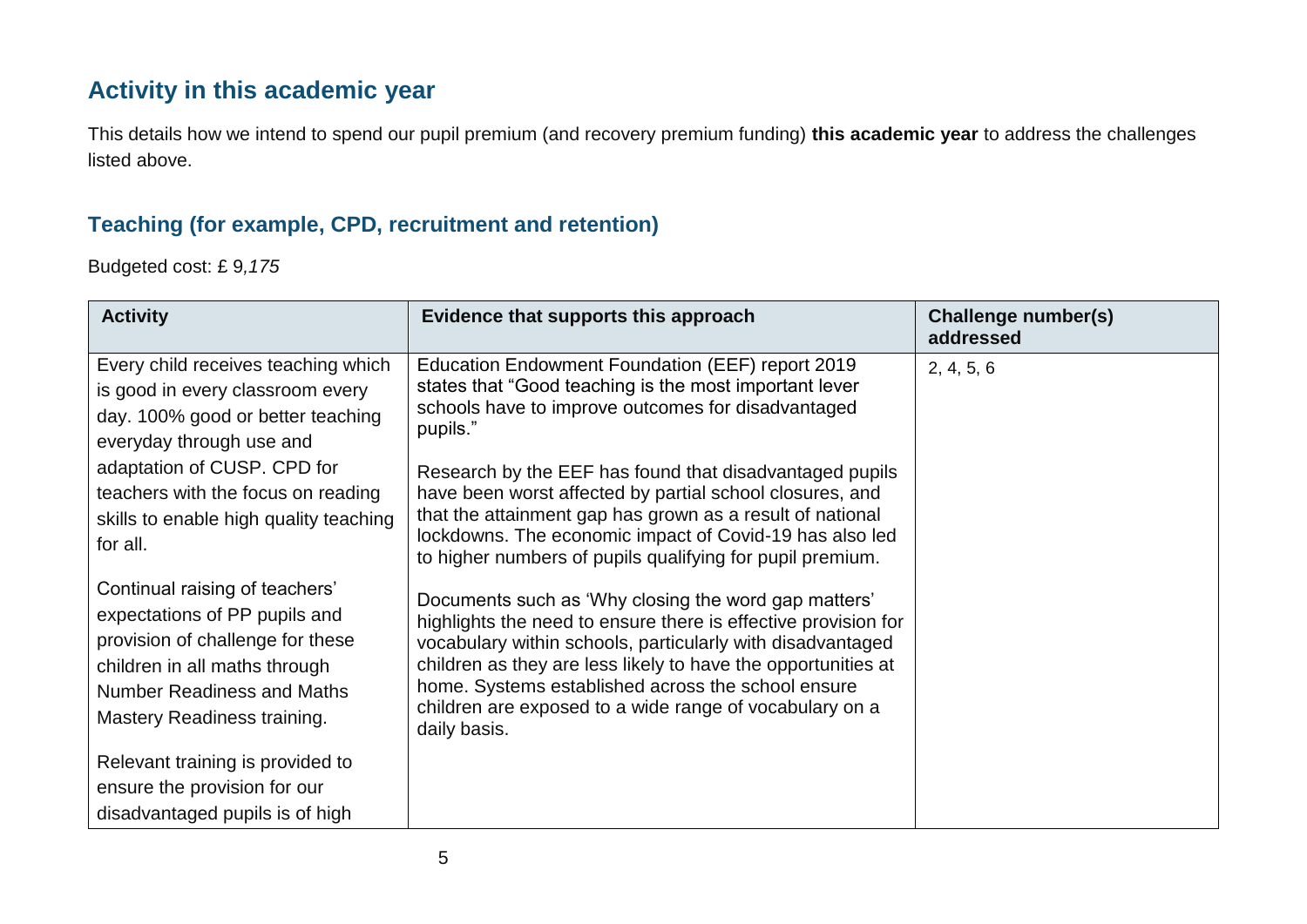## Activity in this academic year

This details how we intend to spend our pupil premium (and recovery premium funding) **this academic year** to address the challenges listed above.

### Teaching (for example, CPD, recruitment and retention)

Budgeted cost: £ 9*,175*

| Activity | Evidence that supports this approach | Challenge number(s) addressed |
|---|---|---|
| Every child receives teaching which is good in every classroom every day. 100% good or better teaching everyday through use and adaptation of CUSP. CPD for teachers with the focus on reading skills to enable high quality teaching for all.<br><br>Continual raising of teachers' expectations of PP pupils and provision of challenge for these children in all maths through Number Readiness and Maths Mastery Readiness training.<br><br>Relevant training is provided to ensure the provision for our disadvantaged pupils is of high | Education Endowment Foundation (EEF) report 2019 states that "Good teaching is the most important lever schools have to improve outcomes for disadvantaged pupils."<br><br>Research by the EEF has found that disadvantaged pupils have been worst affected by partial school closures, and that the attainment gap has grown as a result of national lockdowns. The economic impact of Covid-19 has also led to higher numbers of pupils qualifying for pupil premium.<br><br>Documents such as 'Why closing the word gap matters' highlights the need to ensure there is effective provision for vocabulary within schools, particularly with disadvantaged children as they are less likely to have the opportunities at home. Systems established across the school ensure children are exposed to a wide range of vocabulary on a daily basis. | 2, 4, 5, 6 |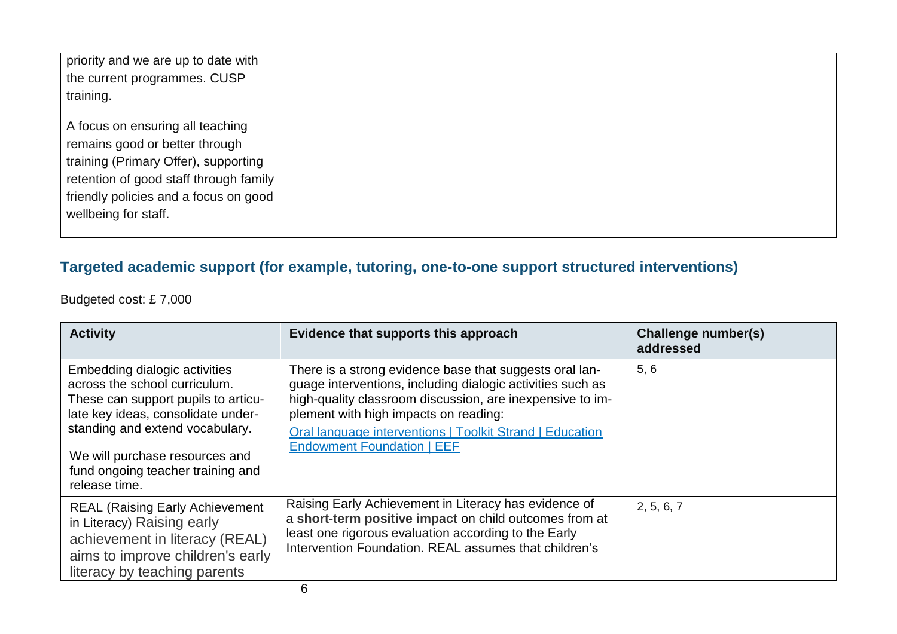| | | |
|---|---|---|
| priority and we are up to date with the current programmes. CUSP training.<br><br>A focus on ensuring all teaching remains good or better through training (Primary Offer), supporting retention of good staff through family friendly policies and a focus on good wellbeing for staff. | | |

## Targeted academic support (for example, tutoring, one-to-one support structured interventions)

Budgeted cost: £ 7,000

| Activity | Evidence that supports this approach | Challenge number(s) addressed |
|---|---|---|
| Embedding dialogic activities across the school curriculum. These can support pupils to articulate key ideas, consolidate understanding and extend vocabulary.<br><br>We will purchase resources and fund ongoing teacher training and release time. | There is a strong evidence base that suggests oral language interventions, including dialogic activities such as high-quality classroom discussion, are inexpensive to implement with high impacts on reading:<br>[Oral language interventions \| Toolkit Strand \| Education Endowment Foundation \| EEF]() | 5, 6 |
| REAL (Raising Early Achievement in Literacy) Raising early achievement in literacy (REAL) aims to improve children's early literacy by teaching parents | Raising Early Achievement in Literacy has evidence of a **short-term positive impact** on child outcomes from at least one rigorous evaluation according to the Early Intervention Foundation. REAL assumes that children's | 2, 5, 6, 7 |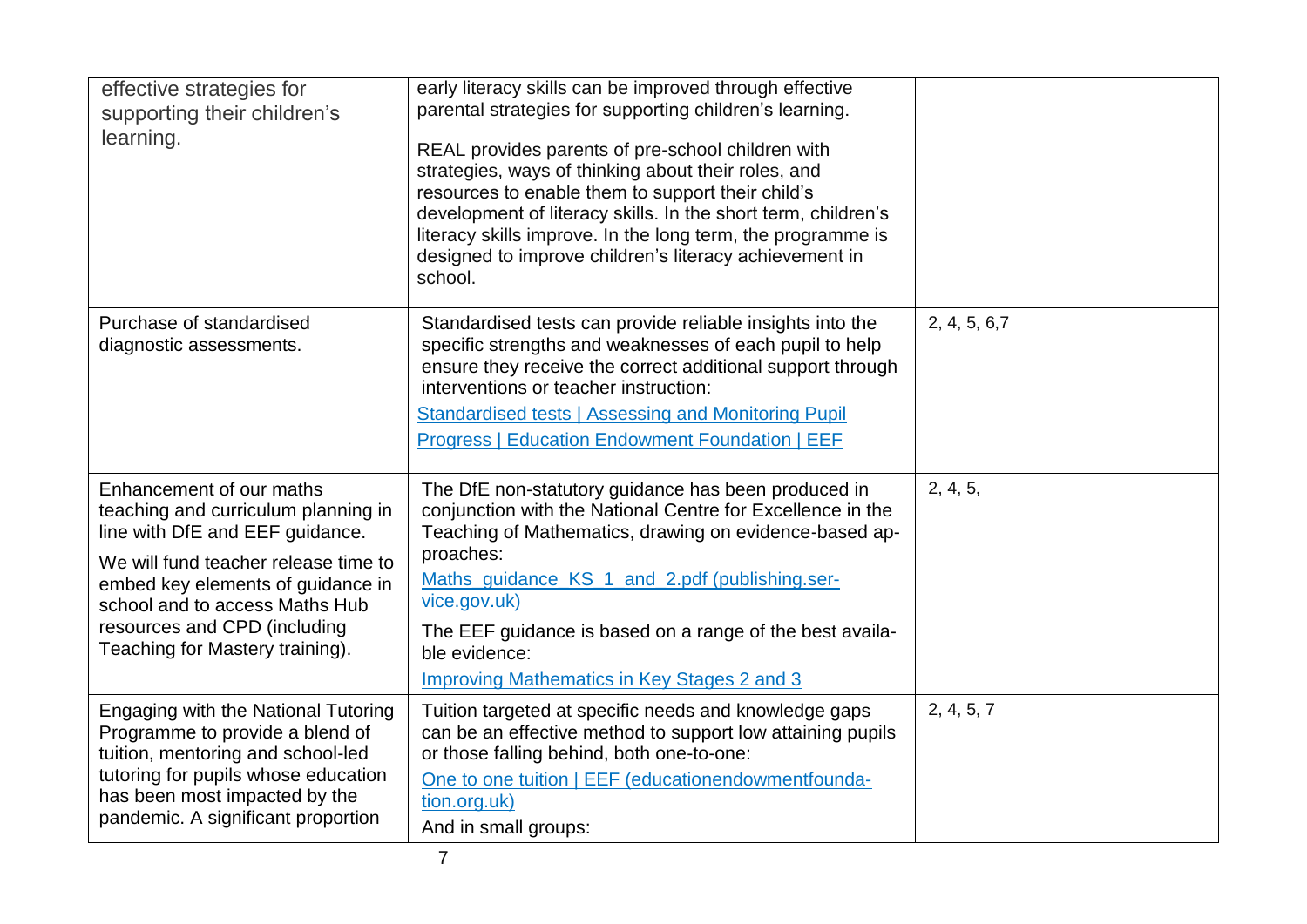| | | |
|---|---|---|
| effective strategies for supporting their children's learning. | early literacy skills can be improved through effective parental strategies for supporting children's learning.<br><br>REAL provides parents of pre-school children with strategies, ways of thinking about their roles, and resources to enable them to support their child's development of literacy skills. In the short term, children's literacy skills improve. In the long term, the programme is designed to improve children's literacy achievement in school. | |
| Purchase of standardised diagnostic assessments. | Standardised tests can provide reliable insights into the specific strengths and weaknesses of each pupil to help ensure they receive the correct additional support through interventions or teacher instruction:<br><br>[Standardised tests \| Assessing and Monitoring Pupil Progress \| Education Endowment Foundation \| EEF]() | 2, 4, 5, 6,7 |
| Enhancement of our maths teaching and curriculum planning in line with DfE and EEF guidance.<br><br>We will fund teacher release time to embed key elements of guidance in school and to access Maths Hub resources and CPD (including Teaching for Mastery training). | The DfE non-statutory guidance has been produced in conjunction with the National Centre for Excellence in the Teaching of Mathematics, drawing on evidence-based approaches:<br><br>[Maths_guidance_KS_1_and_2.pdf (publishing.service.gov.uk)]()<br><br>The EEF guidance is based on a range of the best available evidence:<br><br>[Improving Mathematics in Key Stages 2 and 3]() | 2, 4, 5, |
| Engaging with the National Tutoring Programme to provide a blend of tuition, mentoring and school-led tutoring for pupils whose education has been most impacted by the pandemic. A significant proportion | Tuition targeted at specific needs and knowledge gaps can be an effective method to support low attaining pupils or those falling behind, both one-to-one:<br><br>[One to one tuition \| EEF (educationendowmentfoundation.org.uk)]()<br><br>And in small groups: | 2, 4, 5, 7 |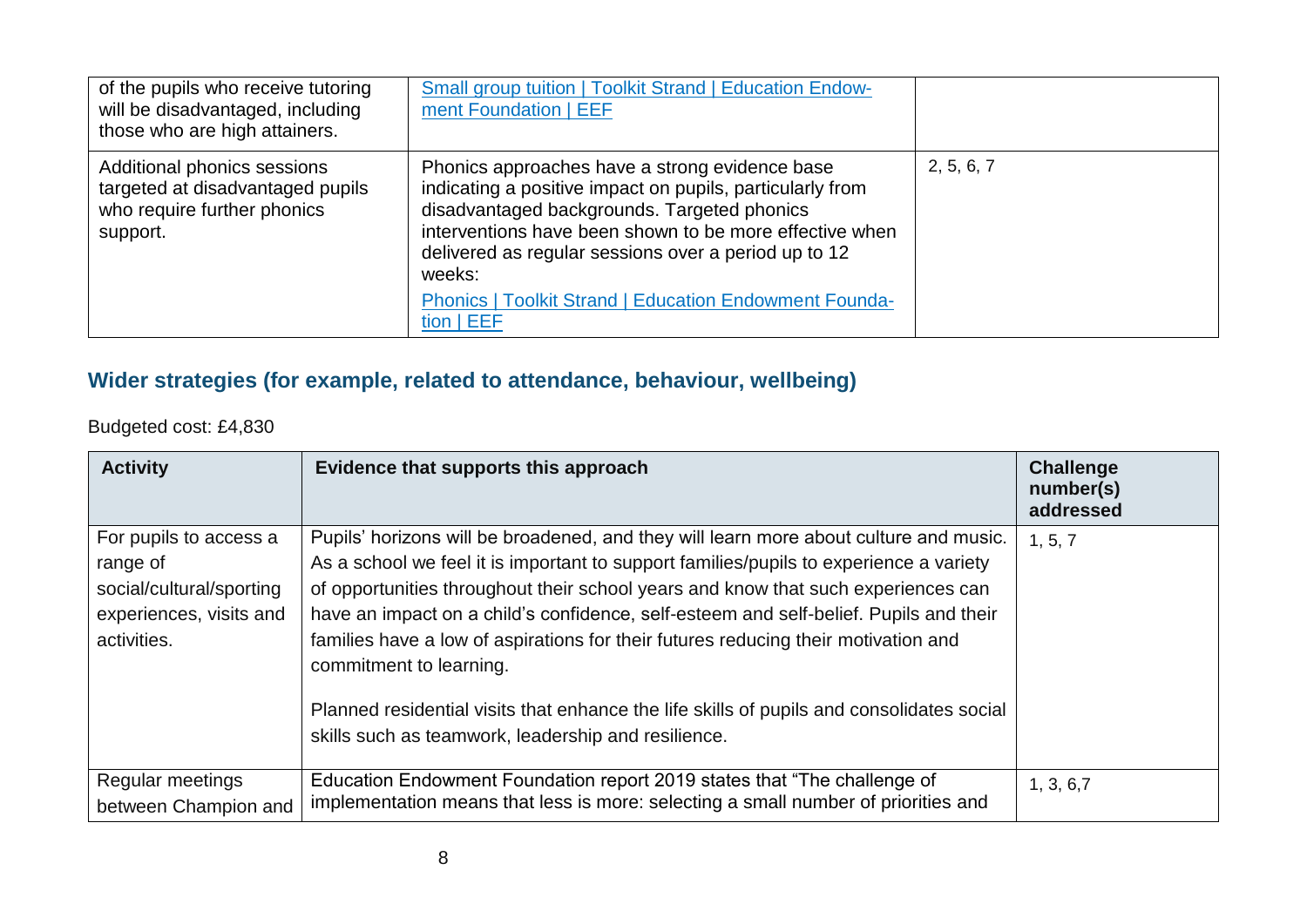| | | |
|---|---|---|
| of the pupils who receive tutoring will be disadvantaged, including those who are high attainers. | [Small group tuition \| Toolkit Strand \| Education Endowment Foundation \| EEF](#) | |
| Additional phonics sessions targeted at disadvantaged pupils who require further phonics support. | Phonics approaches have a strong evidence base indicating a positive impact on pupils, particularly from disadvantaged backgrounds. Targeted phonics interventions have been shown to be more effective when delivered as regular sessions over a period up to 12 weeks:<br>[Phonics \| Toolkit Strand \| Education Endowment Foundation \| EEF](#) | 2, 5, 6, 7 |

## Wider strategies (for example, related to attendance, behaviour, wellbeing)

Budgeted cost: £4,830

| Activity | Evidence that supports this approach | Challenge number(s) addressed |
|---|---|---|
| For pupils to access a range of social/cultural/sporting experiences, visits and activities. | Pupils' horizons will be broadened, and they will learn more about culture and music. As a school we feel it is important to support families/pupils to experience a variety of opportunities throughout their school years and know that such experiences can have an impact on a child's confidence, self-esteem and self-belief. Pupils and their families have a low of aspirations for their futures reducing their motivation and commitment to learning.<br><br>Planned residential visits that enhance the life skills of pupils and consolidates social skills such as teamwork, leadership and resilience. | 1, 5, 7 |
| Regular meetings between Champion and | Education Endowment Foundation report 2019 states that "The challenge of implementation means that less is more: selecting a small number of priorities and | 1, 3, 6,7 |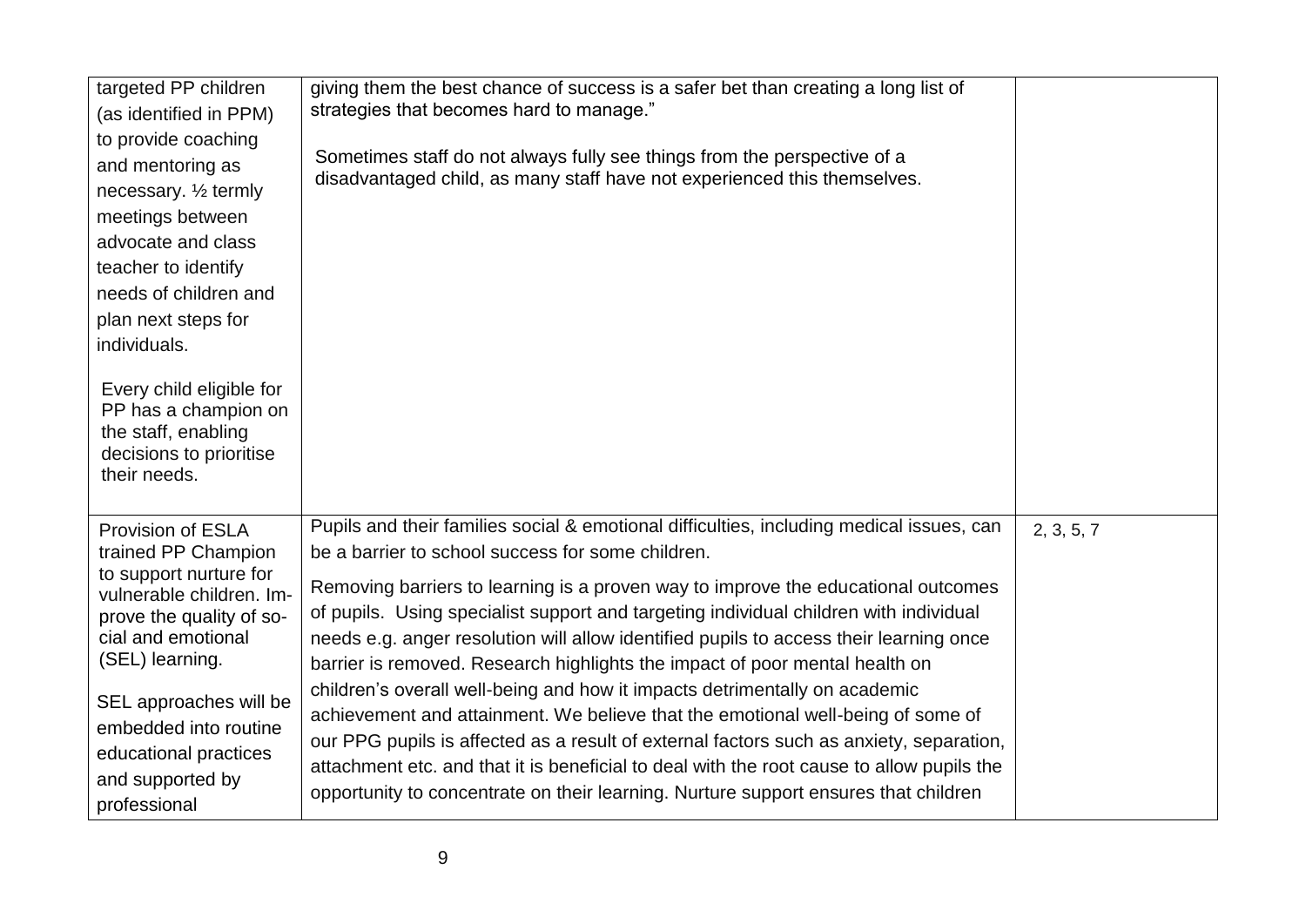| | | |
|---|---|---|
| targeted PP children (as identified in PPM) to provide coaching and mentoring as necessary. ½ termly meetings between advocate and class teacher to identify needs of children and plan next steps for individuals.<br><br>Every child eligible for PP has a champion on the staff, enabling decisions to prioritise their needs. | giving them the best chance of success is a safer bet than creating a long list of strategies that becomes hard to manage."<br><br>Sometimes staff do not always fully see things from the perspective of a disadvantaged child, as many staff have not experienced this themselves. | |
| Provision of ESLA trained PP Champion to support nurture for vulnerable children. Improve the quality of social and emotional (SEL) learning.<br><br>SEL approaches will be embedded into routine educational practices and supported by professional | Pupils and their families social & emotional difficulties, including medical issues, can be a barrier to school success for some children.<br><br>Removing barriers to learning is a proven way to improve the educational outcomes of pupils. Using specialist support and targeting individual children with individual needs e.g. anger resolution will allow identified pupils to access their learning once barrier is removed. Research highlights the impact of poor mental health on children's overall well-being and how it impacts detrimentally on academic achievement and attainment. We believe that the emotional well-being of some of our PPG pupils is affected as a result of external factors such as anxiety, separation, attachment etc. and that it is beneficial to deal with the root cause to allow pupils the opportunity to concentrate on their learning. Nurture support ensures that children | 2, 3, 5, 7 |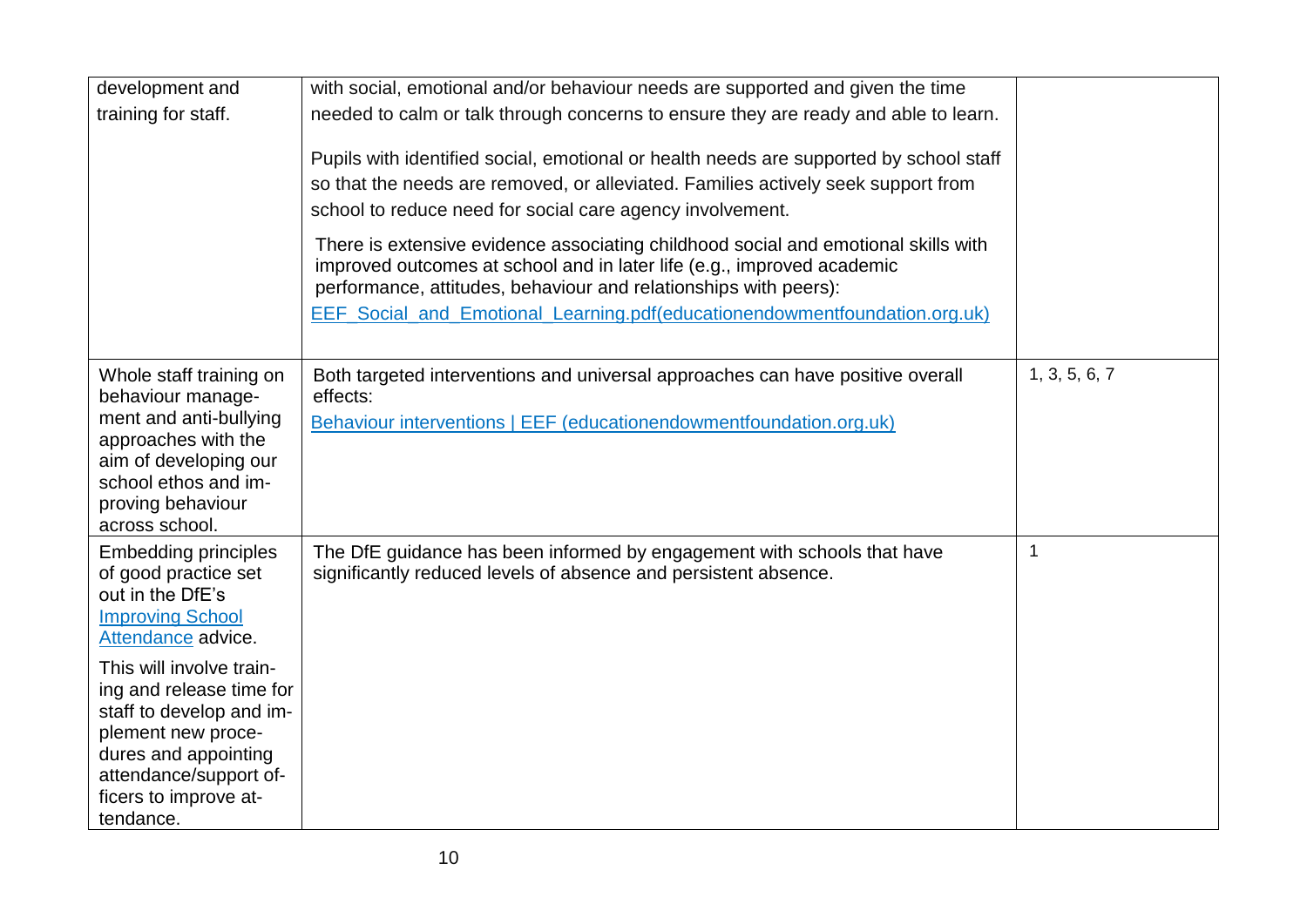| | | |
|---|---|---|
| development and training for staff. | with social, emotional and/or behaviour needs are supported and given the time needed to calm or talk through concerns to ensure they are ready and able to learn.<br><br>Pupils with identified social, emotional or health needs are supported by school staff so that the needs are removed, or alleviated. Families actively seek support from school to reduce need for social care agency involvement.<br><br>There is extensive evidence associating childhood social and emotional skills with improved outcomes at school and in later life (e.g., improved academic performance, attitudes, behaviour and relationships with peers):<br>[EEF_Social_and_Emotional_Learning.pdf(educationendowmentfoundation.org.uk)](EEF_Social_and_Emotional_Learning.pdf(educationendowmentfoundation.org.uk)) | |
| Whole staff training on behaviour management and anti-bullying approaches with the aim of developing our school ethos and improving behaviour across school. | Both targeted interventions and universal approaches can have positive overall effects:<br>[Behaviour interventions \| EEF (educationendowmentfoundation.org.uk)](Behaviour interventions | EEF (educationendowmentfoundation.org.uk)) | 1, 3, 5, 6, 7 |
| Embedding principles of good practice set out in the DfE's [Improving School Attendance](Improving School Attendance) advice.<br><br>This will involve training and release time for staff to develop and implement new procedures and appointing attendance/support officers to improve attendance. | The DfE guidance has been informed by engagement with schools that have significantly reduced levels of absence and persistent absence. | 1 |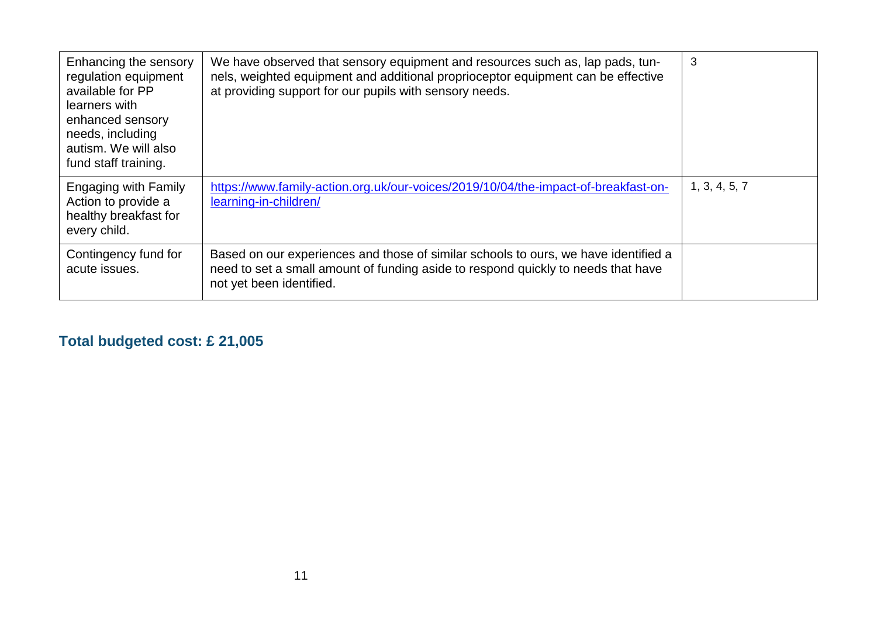| | | |
|---|---|---|
| Enhancing the sensory regulation equipment available for PP learners with enhanced sensory needs, including autism. We will also fund staff training. | We have observed that sensory equipment and resources such as, lap pads, tunnels, weighted equipment and additional proprioceptor equipment can be effective at providing support for our pupils with sensory needs. | 3 |
| Engaging with Family Action to provide a healthy breakfast for every child. | https://www.family-action.org.uk/our-voices/2019/10/04/the-impact-of-breakfast-on-learning-in-children/ | 1, 3, 4, 5, 7 |
| Contingency fund for acute issues. | Based on our experiences and those of similar schools to ours, we have identified a need to set a small amount of funding aside to respond quickly to needs that have not yet been identified. | |

**Total budgeted cost: £ 21,005**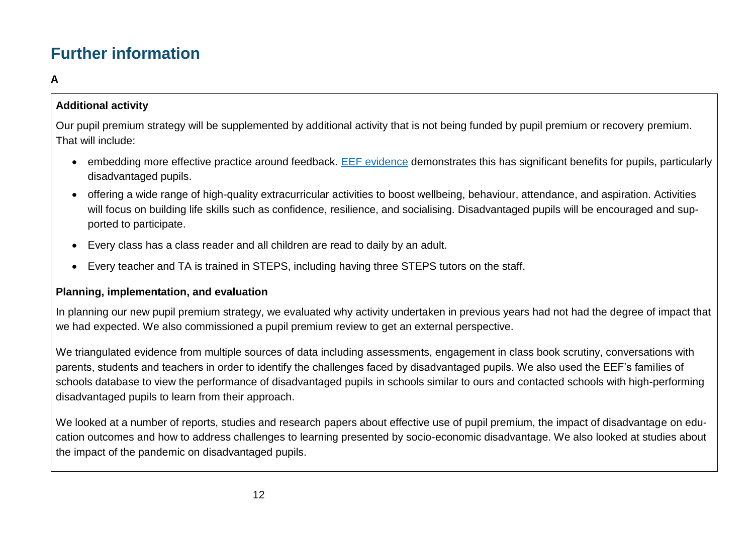# Further information

**A**

**Additional activity**

Our pupil premium strategy will be supplemented by additional activity that is not being funded by pupil premium or recovery premium. That will include:

- embedding more effective practice around feedback. [EEF evidence](EEF evidence) demonstrates this has significant benefits for pupils, particularly disadvantaged pupils.
- offering a wide range of high-quality extracurricular activities to boost wellbeing, behaviour, attendance, and aspiration. Activities will focus on building life skills such as confidence, resilience, and socialising. Disadvantaged pupils will be encouraged and supported to participate.
- Every class has a class reader and all children are read to daily by an adult.
- Every teacher and TA is trained in STEPS, including having three STEPS tutors on the staff.

**Planning, implementation, and evaluation**

In planning our new pupil premium strategy, we evaluated why activity undertaken in previous years had not had the degree of impact that we had expected. We also commissioned a pupil premium review to get an external perspective.

We triangulated evidence from multiple sources of data including assessments, engagement in class book scrutiny, conversations with parents, students and teachers in order to identify the challenges faced by disadvantaged pupils. We also used the EEF's families of schools database to view the performance of disadvantaged pupils in schools similar to ours and contacted schools with high-performing disadvantaged pupils to learn from their approach.

We looked at a number of reports, studies and research papers about effective use of pupil premium, the impact of disadvantage on education outcomes and how to address challenges to learning presented by socio-economic disadvantage. We also looked at studies about the impact of the pandemic on disadvantaged pupils.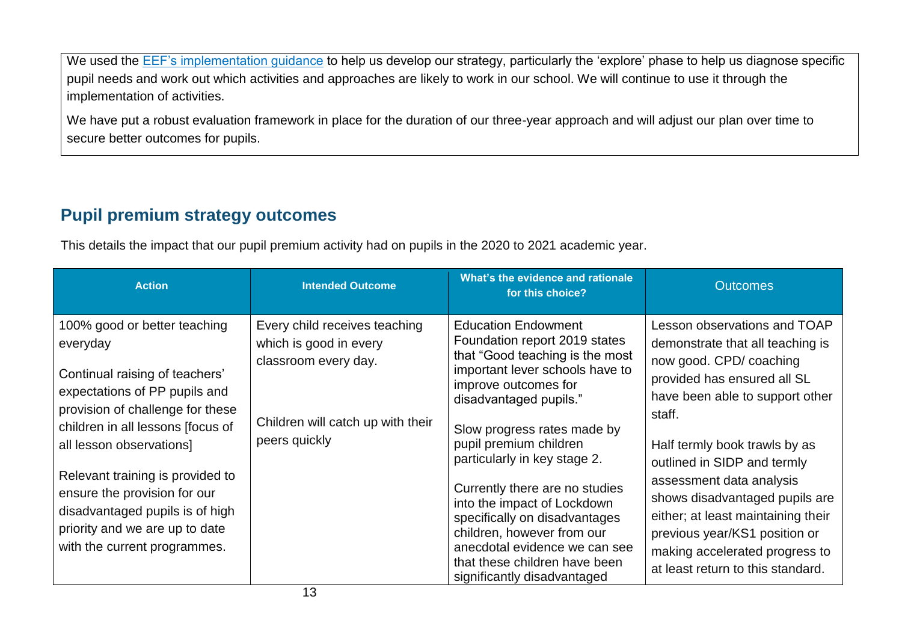We used the [EEF's implementation guidance](https://educationendowmentfoundation.org.uk/) to help us develop our strategy, particularly the 'explore' phase to help us diagnose specific pupil needs and work out which activities and approaches are likely to work in our school. We will continue to use it through the implementation of activities.

We have put a robust evaluation framework in place for the duration of our three-year approach and will adjust our plan over time to secure better outcomes for pupils.

## Pupil premium strategy outcomes

This details the impact that our pupil premium activity had on pupils in the 2020 to 2021 academic year.

| Action | Intended Outcome | What's the evidence and rationale for this choice? | Outcomes |
|---|---|---|---|
| 100% good or better teaching everyday<br><br>Continual raising of teachers' expectations of PP pupils and provision of challenge for these children in all lessons [focus of all lesson observations]<br><br>Relevant training is provided to ensure the provision for our disadvantaged pupils is of high priority and we are up to date with the current programmes. | Every child receives teaching which is good in every classroom every day.<br><br>Children will catch up with their peers quickly | Education Endowment Foundation report 2019 states that "Good teaching is the most important lever schools have to improve outcomes for disadvantaged pupils."<br><br>Slow progress rates made by pupil premium children particularly in key stage 2.<br><br>Currently there are no studies into the impact of Lockdown specifically on disadvantages children, however from our anecdotal evidence we can see that these children have been significantly disadvantaged | Lesson observations and TOAP demonstrate that all teaching is now good. CPD/ coaching provided has ensured all SL have been able to support other staff.<br><br>Half termly book trawls by as outlined in SIDP and termly assessment data analysis shows disadvantaged pupils are either; at least maintaining their previous year/KS1 position or making accelerated progress to at least return to this standard. |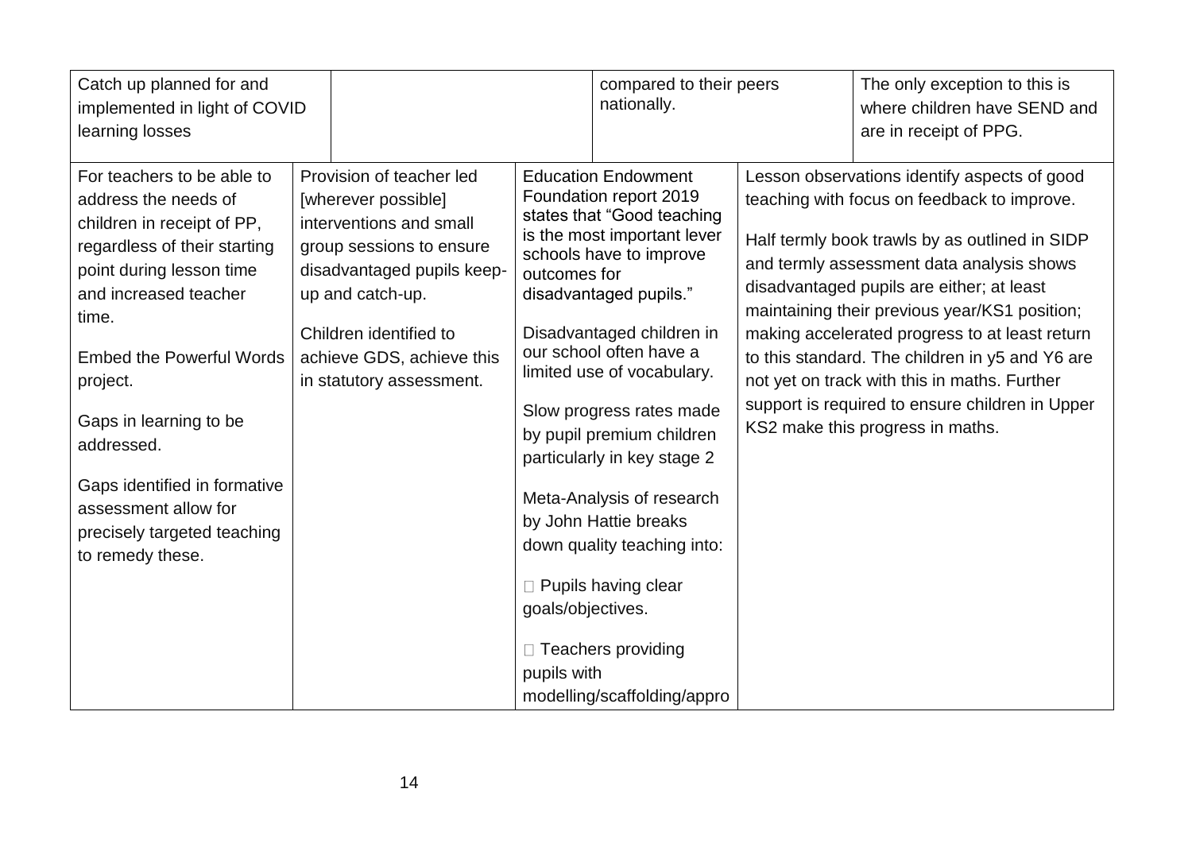| | | | |
|---|---|---|---|
| Catch up planned for and implemented in light of COVID learning losses | | compared to their peers nationally. | The only exception to this is where children have SEND and are in receipt of PPG. |
| For teachers to be able to address the needs of children in receipt of PP, regardless of their starting point during lesson time and increased teacher time.<br><br>Embed the Powerful Words project.<br><br>Gaps in learning to be addressed.<br><br>Gaps identified in formative assessment allow for precisely targeted teaching to remedy these. | Provision of teacher led [wherever possible] interventions and small group sessions to ensure disadvantaged pupils keep-up and catch-up.<br><br>Children identified to achieve GDS, achieve this in statutory assessment. | Education Endowment Foundation report 2019 states that "Good teaching is the most important lever schools have to improve outcomes for disadvantaged pupils."<br><br>Disadvantaged children in our school often have a limited use of vocabulary.<br><br>Slow progress rates made by pupil premium children particularly in key stage 2<br><br>Meta-Analysis of research by John Hattie breaks down quality teaching into:<br><br>□ Pupils having clear goals/objectives.<br><br>□ Teachers providing pupils with modelling/scaffolding/appro | Lesson observations identify aspects of good teaching with focus on feedback to improve.<br><br>Half termly book trawls by as outlined in SIDP and termly assessment data analysis shows disadvantaged pupils are either; at least maintaining their previous year/KS1 position; making accelerated progress to at least return to this standard. The children in y5 and Y6 are not yet on track with this in maths. Further support is required to ensure children in Upper KS2 make this progress in maths. |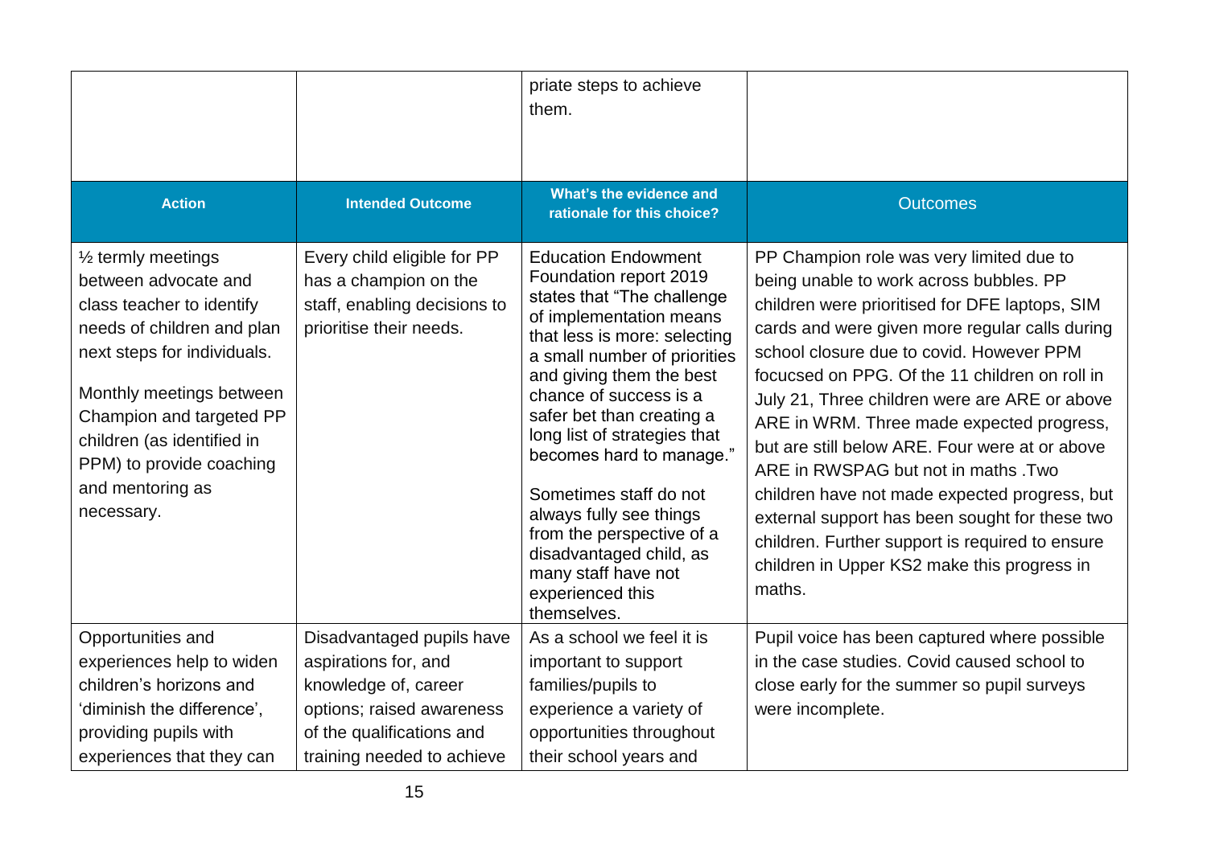| | | priate steps to achieve them. | |
|---|---|---|---|
| **Action** | **Intended Outcome** | **What's the evidence and rationale for this choice?** | Outcomes |
| ½ termly meetings between advocate and class teacher to identify needs of children and plan next steps for individuals.<br><br>Monthly meetings between Champion and targeted PP children (as identified in PPM) to provide coaching and mentoring as necessary. | Every child eligible for PP has a champion on the staff, enabling decisions to prioritise their needs. | Education Endowment Foundation report 2019 states that "The challenge of implementation means that less is more: selecting a small number of priorities and giving them the best chance of success is a safer bet than creating a long list of strategies that becomes hard to manage."<br><br>Sometimes staff do not always fully see things from the perspective of a disadvantaged child, as many staff have not experienced this themselves. | PP Champion role was very limited due to being unable to work across bubbles. PP children were prioritised for DFE laptops, SIM cards and were given more regular calls during school closure due to covid. However PPM focucsed on PPG. Of the 11 children on roll in July 21, Three children were are ARE or above ARE in WRM. Three made expected progress, but are still below ARE. Four were at or above ARE in RWSPAG but not in maths .Two children have not made expected progress, but external support has been sought for these two children. Further support is required to ensure children in Upper KS2 make this progress in maths. |
| Opportunities and experiences help to widen children's horizons and 'diminish the difference', providing pupils with experiences that they can | Disadvantaged pupils have aspirations for, and knowledge of, career options; raised awareness of the qualifications and training needed to achieve | As a school we feel it is important to support families/pupils to experience a variety of opportunities throughout their school years and | Pupil voice has been captured where possible in the case studies. Covid caused school to close early for the summer so pupil surveys were incomplete. |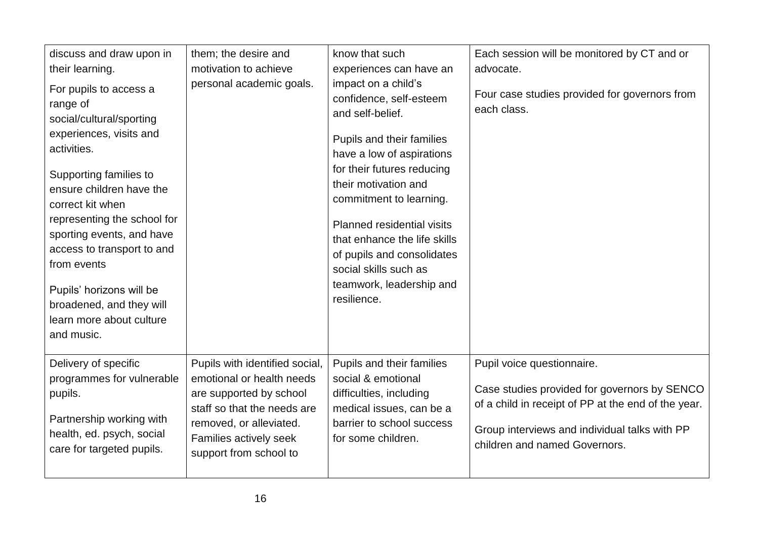| | | | |
|---|---|---|---|
| discuss and draw upon in their learning.<br><br>For pupils to access a range of social/cultural/sporting experiences, visits and activities.<br><br>Supporting families to ensure children have the correct kit when representing the school for sporting events, and have access to transport to and from events<br><br>Pupils' horizons will be broadened, and they will learn more about culture and music. | them; the desire and motivation to achieve personal academic goals. | know that such experiences can have an impact on a child's confidence, self-esteem and self-belief.<br><br>Pupils and their families have a low of aspirations for their futures reducing their motivation and commitment to learning.<br><br>Planned residential visits that enhance the life skills of pupils and consolidates social skills such as teamwork, leadership and resilience. | Each session will be monitored by CT and or advocate.<br><br>Four case studies provided for governors from each class. |
| Delivery of specific programmes for vulnerable pupils.<br><br>Partnership working with health, ed. psych, social care for targeted pupils. | Pupils with identified social, emotional or health needs are supported by school staff so that the needs are removed, or alleviated. Families actively seek support from school to | Pupils and their families social & emotional difficulties, including medical issues, can be a barrier to school success for some children. | Pupil voice questionnaire.<br><br>Case studies provided for governors by SENCO of a child in receipt of PP at the end of the year.<br><br>Group interviews and individual talks with PP children and named Governors. |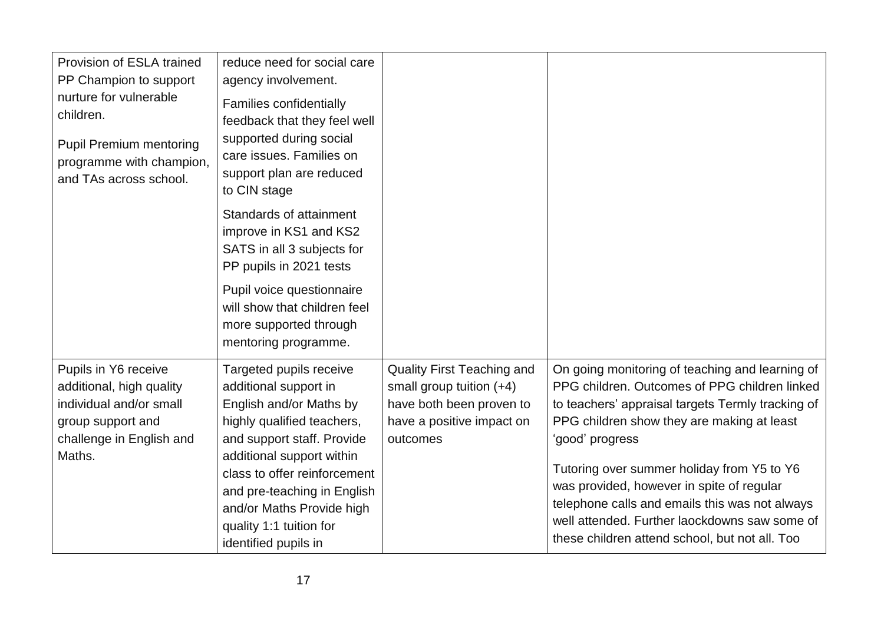| | | | |
|---|---|---|---|
| Provision of ESLA trained PP Champion to support nurture for vulnerable children.<br><br>Pupil Premium mentoring programme with champion, and TAs across school. | reduce need for social care agency involvement.<br><br>Families confidentially feedback that they feel well supported during social care issues. Families on support plan are reduced to CIN stage<br><br>Standards of attainment improve in KS1 and KS2 SATS in all 3 subjects for PP pupils in 2021 tests<br><br>Pupil voice questionnaire will show that children feel more supported through mentoring programme. | | |
| Pupils in Y6 receive additional, high quality individual and/or small group support and challenge in English and Maths. | Targeted pupils receive additional support in English and/or Maths by highly qualified teachers, and support staff. Provide additional support within class to offer reinforcement and pre-teaching in English and/or Maths Provide high quality 1:1 tuition for identified pupils in | Quality First Teaching and small group tuition (+4) have both been proven to have a positive impact on outcomes | On going monitoring of teaching and learning of PPG children. Outcomes of PPG children linked to teachers' appraisal targets Termly tracking of PPG children show they are making at least 'good' progress<br><br>Tutoring over summer holiday from Y5 to Y6 was provided, however in spite of regular telephone calls and emails this was not always well attended. Further laockdowns saw some of these children attend school, but not all. Too |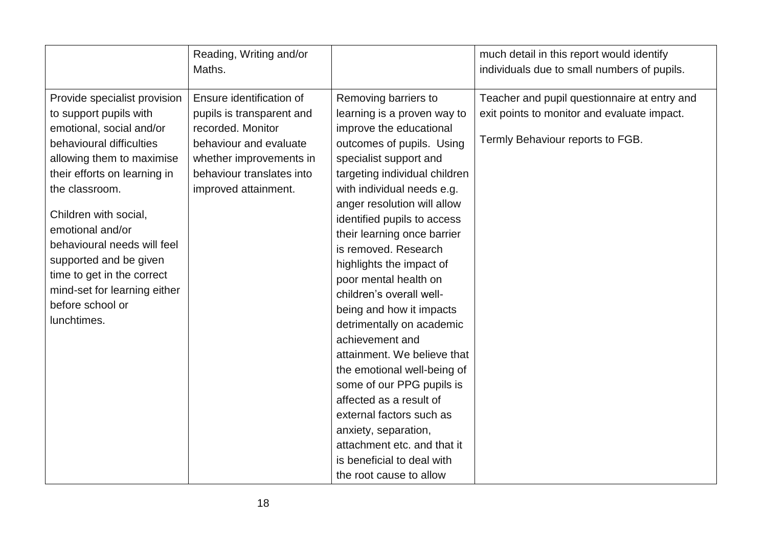| | | | |
|---|---|---|---|
| | Reading, Writing and/or Maths. | | much detail in this report would identify individuals due to small numbers of pupils. |
| Provide specialist provision to support pupils with emotional, social and/or behavioural difficulties allowing them to maximise their efforts on learning in the classroom.<br><br>Children with social, emotional and/or behavioural needs will feel supported and be given time to get in the correct mind-set for learning either before school or lunchtimes. | Ensure identification of pupils is transparent and recorded. Monitor behaviour and evaluate whether improvements in behaviour translates into improved attainment. | Removing barriers to learning is a proven way to improve the educational outcomes of pupils. Using specialist support and targeting individual children with individual needs e.g. anger resolution will allow identified pupils to access their learning once barrier is removed. Research highlights the impact of poor mental health on children's overall well-being and how it impacts detrimentally on academic achievement and attainment. We believe that the emotional well-being of some of our PPG pupils is affected as a result of external factors such as anxiety, separation, attachment etc. and that it is beneficial to deal with the root cause to allow | Teacher and pupil questionnaire at entry and exit points to monitor and evaluate impact.<br><br>Termly Behaviour reports to FGB. |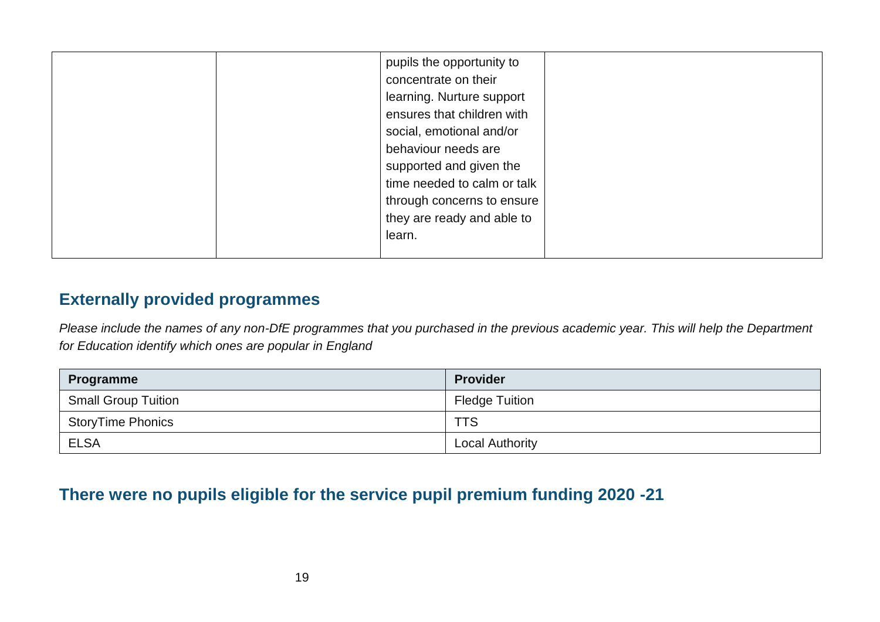| | | | |
|---|---|---|---|
| | | pupils the opportunity to concentrate on their learning. Nurture support ensures that children with social, emotional and/or behaviour needs are supported and given the time needed to calm or talk through concerns to ensure they are ready and able to learn. | |

## Externally provided programmes

*Please include the names of any non-DfE programmes that you purchased in the previous academic year. This will help the Department for Education identify which ones are popular in England*

| Programme | Provider |
|---|---|
| Small Group Tuition | Fledge Tuition |
| StoryTime Phonics | TTS |
| ELSA | Local Authority |

## There were no pupils eligible for the service pupil premium funding 2020 -21